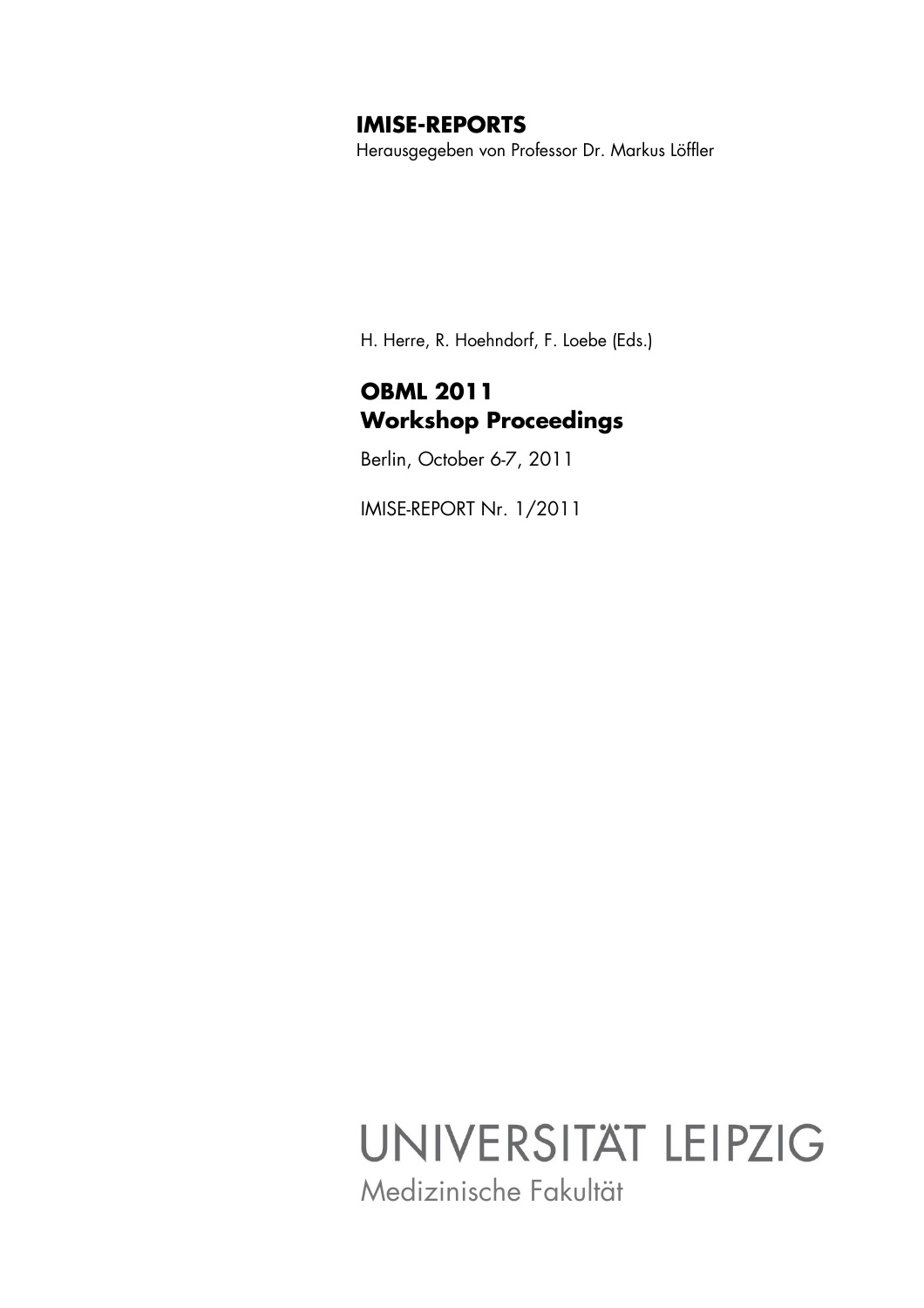**IMISE-REPORTS**

Herausgegeben von Professor Dr. Markus Löffler

H. Herre, R. Hoehndorf, F. Loebe (Eds.)

# OBML 2011 Workshop Proceedings

Berlin, October 6-7, 2011

IMISE-REPORT Nr. 1/2011

UNIVERSITÄT LEIPZIG

Medizinische Fakultät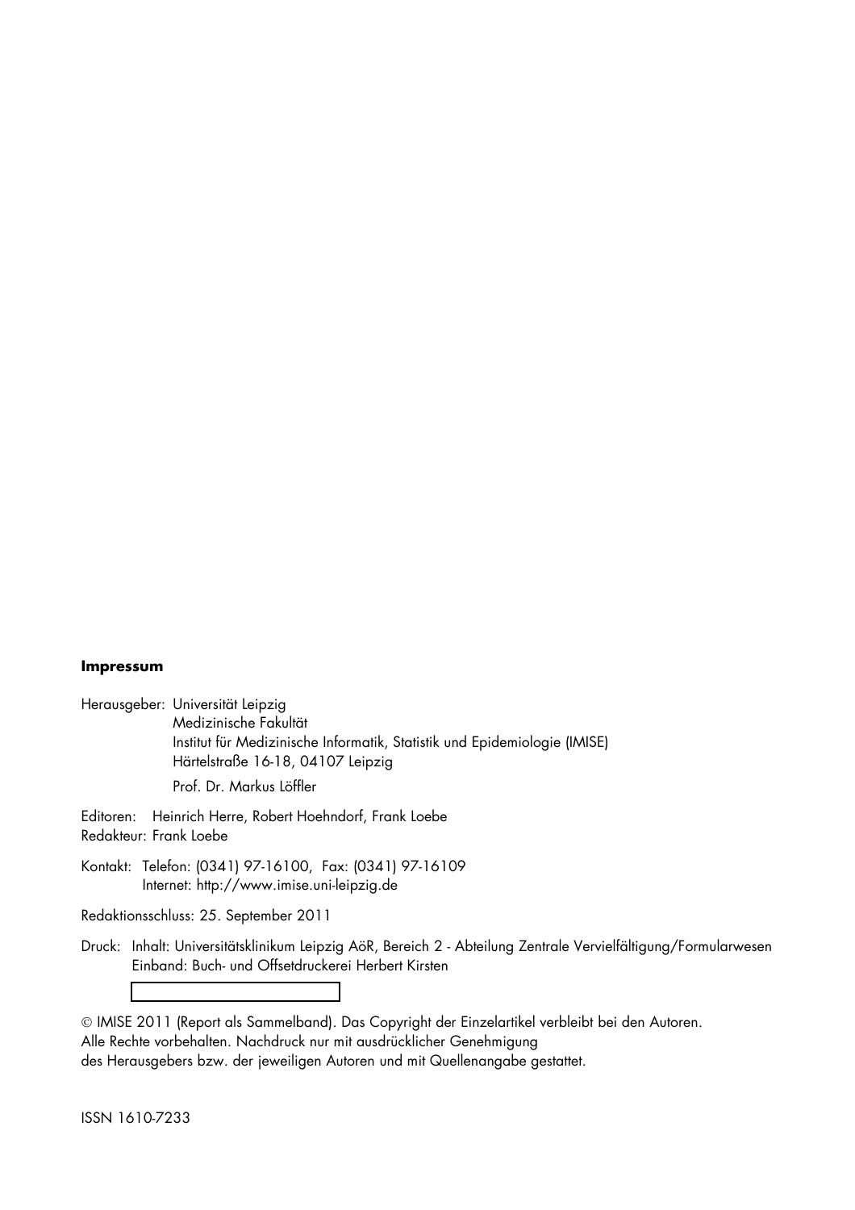**Impressum**

Herausgeber: Universität Leipzig
Medizinische Fakultät
Institut für Medizinische Informatik, Statistik und Epidemiologie (IMISE)
Härtelstraße 16-18, 04107 Leipzig

Prof. Dr. Markus Löffler

Editoren: Heinrich Herre, Robert Hoehndorf, Frank Loebe
Redakteur: Frank Loebe

Kontakt: Telefon: (0341) 97-16100, Fax: (0341) 97-16109
Internet: http://www.imise.uni-leipzig.de

Redaktionsschluss: 25. September 2011

Druck: Inhalt: Universitätsklinikum Leipzig AöR, Bereich 2 - Abteilung Zentrale Vervielfältigung/Formularwesen
Einband: Buch- und Offsetdruckerei Herbert Kirsten

© IMISE 2011 (Report als Sammelband). Das Copyright der Einzelartikel verbleibt bei den Autoren.
Alle Rechte vorbehalten. Nachdruck nur mit ausdrücklicher Genehmigung
des Herausgebers bzw. der jeweiligen Autoren und mit Quellenangabe gestattet.

ISSN 1610-7233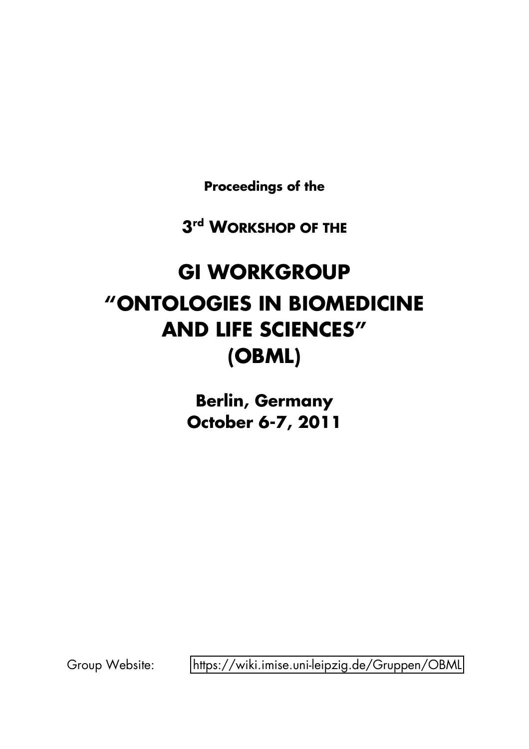**Proceedings of the**

**3rd WORKSHOP OF THE**

# GI WORKGROUP "ONTOLOGIES IN BIOMEDICINE AND LIFE SCIENCES" (OBML)

**Berlin, Germany**
**October 6-7, 2011**

Group Website: https://wiki.imise.uni-leipzig.de/Gruppen/OBML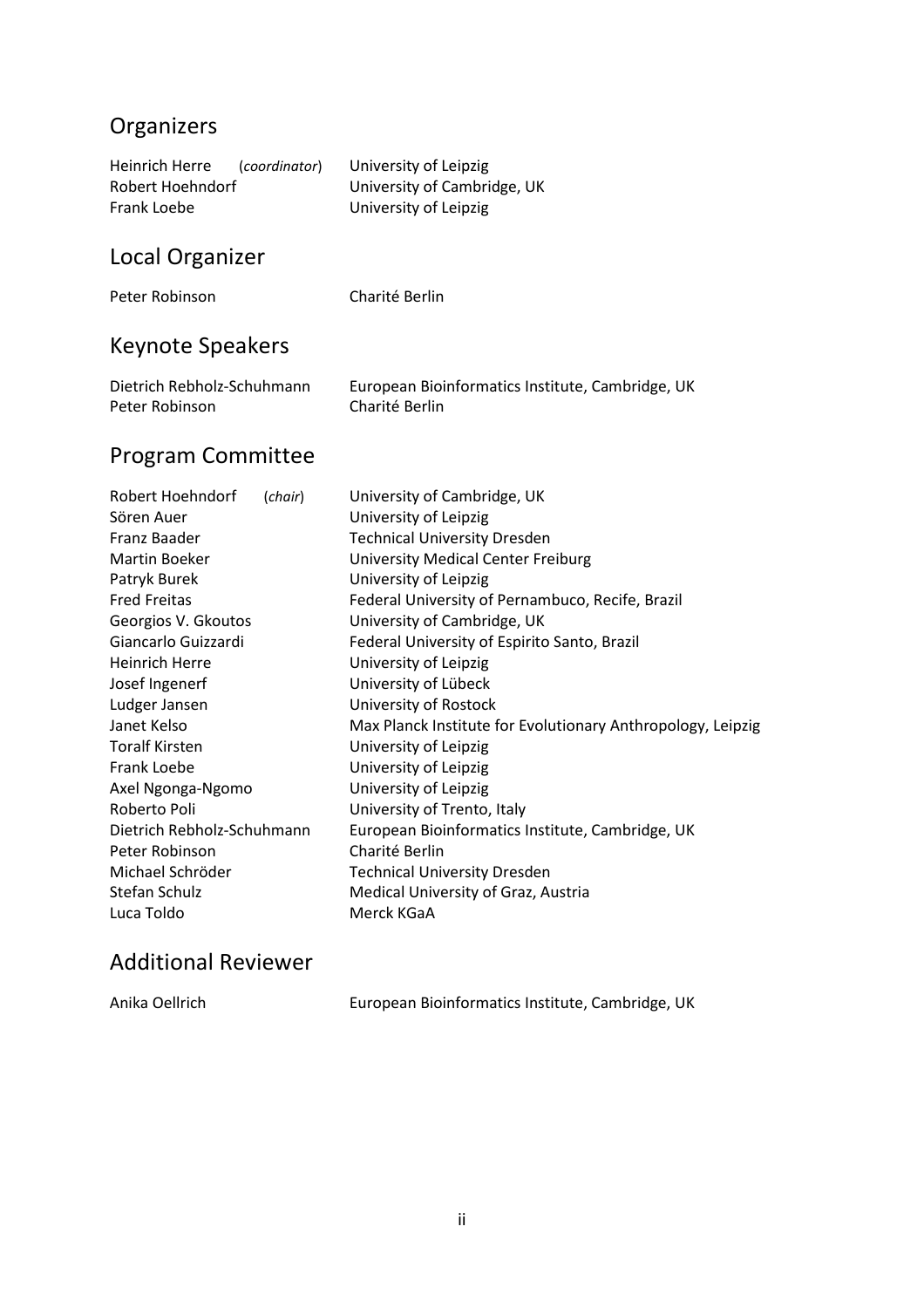## Organizers

| | |
|---|---|
| Heinrich Herre (*coordinator*) | University of Leipzig |
| Robert Hoehndorf | University of Cambridge, UK |
| Frank Loebe | University of Leipzig |

## Local Organizer

| | |
|---|---|
| Peter Robinson | Charité Berlin |

## Keynote Speakers

| | |
|---|---|
| Dietrich Rebholz-Schuhmann | European Bioinformatics Institute, Cambridge, UK |
| Peter Robinson | Charité Berlin |

## Program Committee

| | |
|---|---|
| Robert Hoehndorf (*chair*) | University of Cambridge, UK |
| Sören Auer | University of Leipzig |
| Franz Baader | Technical University Dresden |
| Martin Boeker | University Medical Center Freiburg |
| Patryk Burek | University of Leipzig |
| Fred Freitas | Federal University of Pernambuco, Recife, Brazil |
| Georgios V. Gkoutos | University of Cambridge, UK |
| Giancarlo Guizzardi | Federal University of Espirito Santo, Brazil |
| Heinrich Herre | University of Leipzig |
| Josef Ingenerf | University of Lübeck |
| Ludger Jansen | University of Rostock |
| Janet Kelso | Max Planck Institute for Evolutionary Anthropology, Leipzig |
| Toralf Kirsten | University of Leipzig |
| Frank Loebe | University of Leipzig |
| Axel Ngonga-Ngomo | University of Leipzig |
| Roberto Poli | University of Trento, Italy |
| Dietrich Rebholz-Schuhmann | European Bioinformatics Institute, Cambridge, UK |
| Peter Robinson | Charité Berlin |
| Michael Schröder | Technical University Dresden |
| Stefan Schulz | Medical University of Graz, Austria |
| Luca Toldo | Merck KGaA |

## Additional Reviewer

| | |
|---|---|
| Anika Oellrich | European Bioinformatics Institute, Cambridge, UK |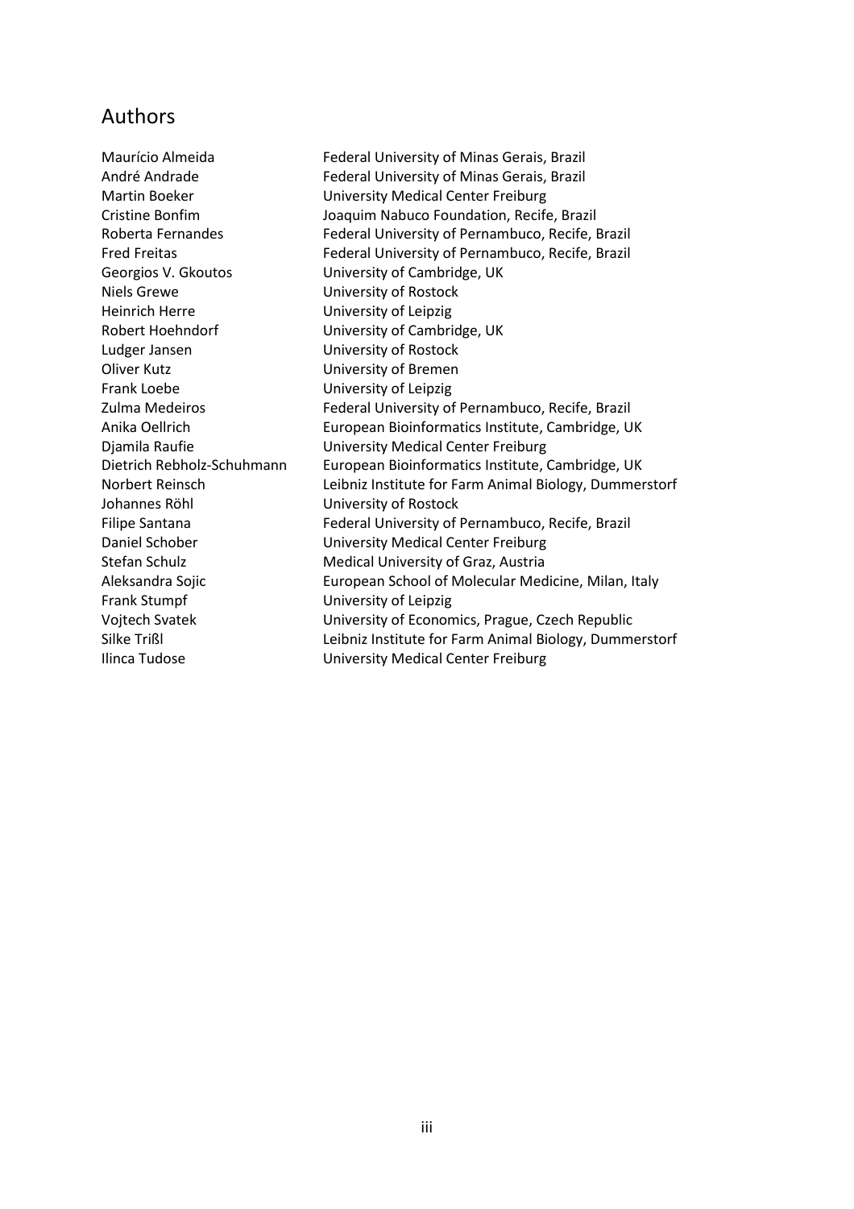## Authors

| | |
|---|---|
| Maurício Almeida | Federal University of Minas Gerais, Brazil |
| André Andrade | Federal University of Minas Gerais, Brazil |
| Martin Boeker | University Medical Center Freiburg |
| Cristine Bonfim | Joaquim Nabuco Foundation, Recife, Brazil |
| Roberta Fernandes | Federal University of Pernambuco, Recife, Brazil |
| Fred Freitas | Federal University of Pernambuco, Recife, Brazil |
| Georgios V. Gkoutos | University of Cambridge, UK |
| Niels Grewe | University of Rostock |
| Heinrich Herre | University of Leipzig |
| Robert Hoehndorf | University of Cambridge, UK |
| Ludger Jansen | University of Rostock |
| Oliver Kutz | University of Bremen |
| Frank Loebe | University of Leipzig |
| Zulma Medeiros | Federal University of Pernambuco, Recife, Brazil |
| Anika Oellrich | European Bioinformatics Institute, Cambridge, UK |
| Djamila Raufie | University Medical Center Freiburg |
| Dietrich Rebholz-Schuhmann | European Bioinformatics Institute, Cambridge, UK |
| Norbert Reinsch | Leibniz Institute for Farm Animal Biology, Dummerstorf |
| Johannes Röhl | University of Rostock |
| Filipe Santana | Federal University of Pernambuco, Recife, Brazil |
| Daniel Schober | University Medical Center Freiburg |
| Stefan Schulz | Medical University of Graz, Austria |
| Aleksandra Sojic | European School of Molecular Medicine, Milan, Italy |
| Frank Stumpf | University of Leipzig |
| Vojtech Svatek | University of Economics, Prague, Czech Republic |
| Silke Trißl | Leibniz Institute for Farm Animal Biology, Dummerstorf |
| Ilinca Tudose | University Medical Center Freiburg |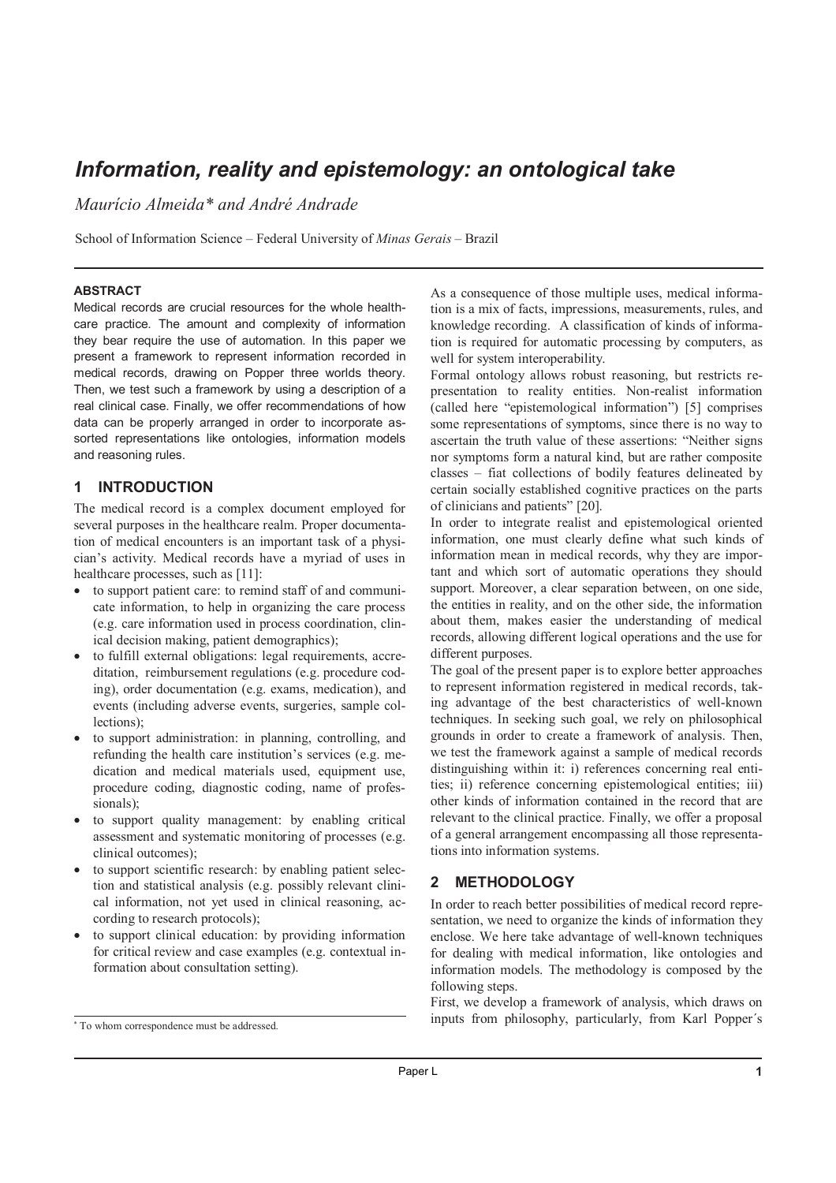# *Information, reality and epistemology: an ontological take*

*Maurício Almeida\* and André Andrade*

School of Information Science – Federal University of *Minas Gerais* – Brazil

---

#### ABSTRACT

Medical records are crucial resources for the whole healthcare practice. The amount and complexity of information they bear require the use of automation. In this paper we present a framework to represent information recorded in medical records, drawing on Popper three worlds theory. Then, we test such a framework by using a description of a real clinical case. Finally, we offer recommendations of how data can be properly arranged in order to incorporate assorted representations like ontologies, information models and reasoning rules.

## 1 INTRODUCTION

The medical record is a complex document employed for several purposes in the healthcare realm. Proper documentation of medical encounters is an important task of a physician's activity. Medical records have a myriad of uses in healthcare processes, such as [11]:

- to support patient care: to remind staff of and communicate information, to help in organizing the care process (e.g. care information used in process coordination, clinical decision making, patient demographics);
- to fulfill external obligations: legal requirements, accreditation, reimbursement regulations (e.g. procedure coding), order documentation (e.g. exams, medication), and events (including adverse events, surgeries, sample collections);
- to support administration: in planning, controlling, and refunding the health care institution's services (e.g. medication and medical materials used, equipment use, procedure coding, diagnostic coding, name of professionals);
- to support quality management: by enabling critical assessment and systematic monitoring of processes (e.g. clinical outcomes);
- to support scientific research: by enabling patient selection and statistical analysis (e.g. possibly relevant clinical information, not yet used in clinical reasoning, according to research protocols);
- to support clinical education: by providing information for critical review and case examples (e.g. contextual information about consultation setting).

As a consequence of those multiple uses, medical information is a mix of facts, impressions, measurements, rules, and knowledge recording. A classification of kinds of information is required for automatic processing by computers, as well for system interoperability.

Formal ontology allows robust reasoning, but restricts representation to reality entities. Non-realist information (called here "epistemological information") [5] comprises some representations of symptoms, since there is no way to ascertain the truth value of these assertions: "Neither signs nor symptoms form a natural kind, but are rather composite classes – fiat collections of bodily features delineated by certain socially established cognitive practices on the parts of clinicians and patients" [20].

In order to integrate realist and epistemological oriented information, one must clearly define what such kinds of information mean in medical records, why they are important and which sort of automatic operations they should support. Moreover, a clear separation between, on one side, the entities in reality, and on the other side, the information about them, makes easier the understanding of medical records, allowing different logical operations and the use for different purposes.

The goal of the present paper is to explore better approaches to represent information registered in medical records, taking advantage of the best characteristics of well-known techniques. In seeking such goal, we rely on philosophical grounds in order to create a framework of analysis. Then, we test the framework against a sample of medical records distinguishing within it: i) references concerning real entities; ii) reference concerning epistemological entities; iii) other kinds of information contained in the record that are relevant to the clinical practice. Finally, we offer a proposal of a general arrangement encompassing all those representations into information systems.

## 2 METHODOLOGY

In order to reach better possibilities of medical record representation, we need to organize the kinds of information they enclose. We here take advantage of well-known techniques for dealing with medical information, like ontologies and information models. The methodology is composed by the following steps.

First, we develop a framework of analysis, which draws on inputs from philosophy, particularly, from Karl Popper´s

\* To whom correspondence must be addressed.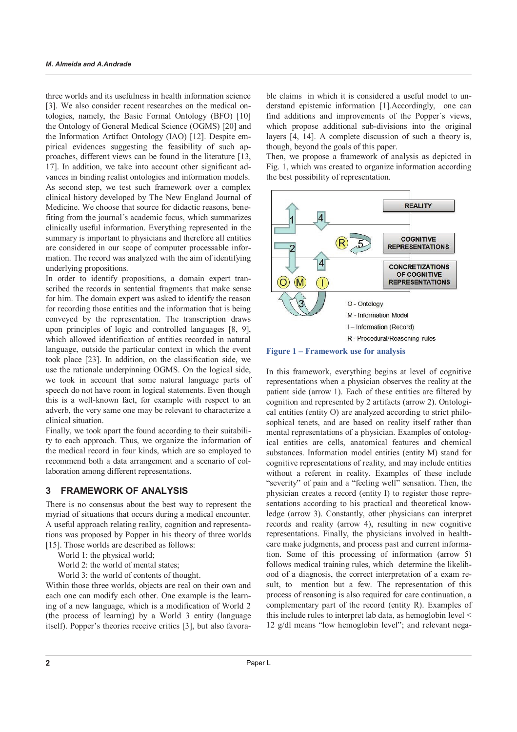three worlds and its usefulness in health information science [3]. We also consider recent researches on the medical ontologies, namely, the Basic Formal Ontology (BFO) [10] the Ontology of General Medical Science (OGMS) [20] and the Information Artifact Ontology (IAO) [12]. Despite empirical evidences suggesting the feasibility of such approaches, different views can be found in the literature [13, 17]. In addition, we take into account other significant advances in binding realist ontologies and information models. As second step, we test such framework over a complex clinical history developed by The New England Journal of Medicine. We choose that source for didactic reasons, benefiting from the journal´s academic focus, which summarizes clinically useful information. Everything represented in the summary is important to physicians and therefore all entities are considered in our scope of computer processable information. The record was analyzed with the aim of identifying underlying propositions.

In order to identify propositions, a domain expert transcribed the records in sentential fragments that make sense for him. The domain expert was asked to identify the reason for recording those entities and the information that is being conveyed by the representation. The transcription draws upon principles of logic and controlled languages [8, 9], which allowed identification of entities recorded in natural language, outside the particular context in which the event took place [23]. In addition, on the classification side, we use the rationale underpinning OGMS. On the logical side, we took in account that some natural language parts of speech do not have room in logical statements. Even though this is a well-known fact, for example with respect to an adverb, the very same one may be relevant to characterize a clinical situation.

Finally, we took apart the found according to their suitability to each approach. Thus, we organize the information of the medical record in four kinds, which are so employed to recommend both a data arrangement and a scenario of collaboration among different representations.

## 3 FRAMEWORK OF ANALYSIS

There is no consensus about the best way to represent the myriad of situations that occurs during a medical encounter. A useful approach relating reality, cognition and representations was proposed by Popper in his theory of three worlds [15]. Those worlds are described as follows:

World 1: the physical world;

World 2: the world of mental states;

World 3: the world of contents of thought.

Within those three worlds, objects are real on their own and each one can modify each other. One example is the learning of a new language, which is a modification of World 2 (the process of learning) by a World 3 entity (language itself). Popper's theories receive critics [3], but also favorable claims in which it is considered a useful model to understand epistemic information [1].Accordingly, one can find additions and improvements of the Popper´s views, which propose additional sub-divisions into the original layers [4, 14]. A complete discussion of such a theory is, though, beyond the goals of this paper.

Then, we propose a framework of analysis as depicted in Fig. 1, which was created to organize information according the best possibility of representation.

REALITY

COGNITIVE REPRESENTATIONS

CONCRETIZATIONS OF COGNITIVE REPRESENTATIONS

O - Ontology

M - Information Model

I – Information (Record)

R - Procedural/Reasoning rules

**Figure 1 – Framework use for analysis**

In this framework, everything begins at level of cognitive representations when a physician observes the reality at the patient side (arrow 1). Each of these entities are filtered by cognition and represented by 2 artifacts (arrow 2). Ontological entities (entity O) are analyzed according to strict philosophical tenets, and are based on reality itself rather than mental representations of a physician. Examples of ontological entities are cells, anatomical features and chemical substances. Information model entities (entity M) stand for cognitive representations of reality, and may include entities without a referent in reality. Examples of these include "severity" of pain and a "feeling well" sensation. Then, the physician creates a record (entity I) to register those representations according to his practical and theoretical knowledge (arrow 3). Constantly, other physicians can interpret records and reality (arrow 4), resulting in new cognitive representations. Finally, the physicians involved in healthcare make judgments, and process past and current information. Some of this processing of information (arrow 5) follows medical training rules, which determine the likelihood of a diagnosis, the correct interpretation of a exam result, to mention but a few. The representation of this process of reasoning is also required for care continuation, a complementary part of the record (entity R). Examples of this include rules to interpret lab data, as hemoglobin level < 12 g/dl means "low hemoglobin level"; and relevant nega-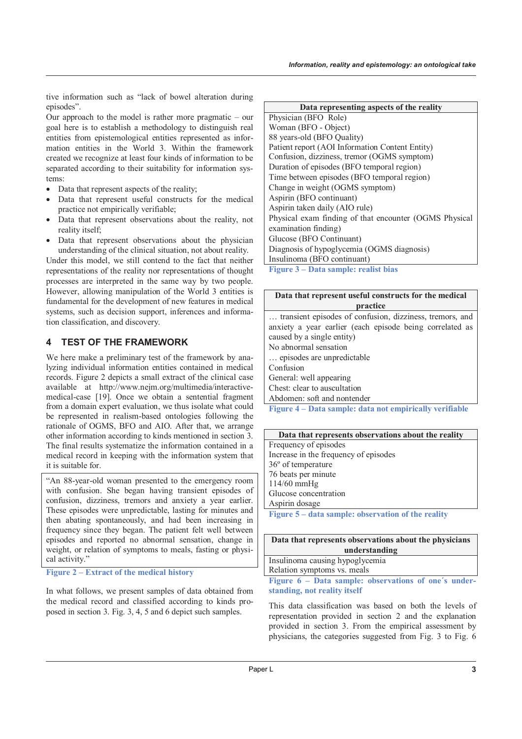tive information such as "lack of bowel alteration during episodes".

Our approach to the model is rather more pragmatic – our goal here is to establish a methodology to distinguish real entities from epistemological entities represented as information entities in the World 3. Within the framework created we recognize at least four kinds of information to be separated according to their suitability for information systems:

- Data that represent aspects of the reality;
- Data that represent useful constructs for the medical practice not empirically verifiable;
- Data that represent observations about the reality, not reality itself;
- Data that represent observations about the physician understanding of the clinical situation, not about reality.

Under this model, we still contend to the fact that neither representations of the reality nor representations of thought processes are interpreted in the same way by two people. However, allowing manipulation of the World 3 entities is fundamental for the development of new features in medical systems, such as decision support, inferences and information classification, and discovery.

## 4 TEST OF THE FRAMEWORK

We here make a preliminary test of the framework by analyzing individual information entities contained in medical records. Figure 2 depicts a small extract of the clinical case available at http://www.nejm.org/multimedia/interactive-medical-case [19]. Once we obtain a sentential fragment from a domain expert evaluation, we thus isolate what could be represented in realism-based ontologies following the rationale of OGMS, BFO and AIO. After that, we arrange other information according to kinds mentioned in section 3. The final results systematize the information contained in a medical record in keeping with the information system that it is suitable for.

> "An 88-year-old woman presented to the emergency room with confusion. She began having transient episodes of confusion, dizziness, tremors and anxiety a year earlier. These episodes were unpredictable, lasting for minutes and then abating spontaneously, and had been increasing in frequency since they began. The patient felt well between episodes and reported no abnormal sensation, change in weight, or relation of symptoms to meals, fasting or physical activity."

**Figure 2 – Extract of the medical history**

In what follows, we present samples of data obtained from the medical record and classified according to kinds proposed in section 3. Fig. 3, 4, 5 and 6 depict such samples.

| Data representing aspects of the reality |
|---|
| Physician (BFO Role) |
| Woman (BFO - Object) |
| 88 years-old (BFO Quality) |
| Patient report (AOI Information Content Entity) |
| Confusion, dizziness, tremor (OGMS symptom) |
| Duration of episodes (BFO temporal region) |
| Time between episodes (BFO temporal region) |
| Change in weight (OGMS symptom) |
| Aspirin (BFO continuant) |
| Aspirin taken daily (AIO rule) |
| Physical exam finding of that encounter (OGMS Physical examination finding) |
| Glucose (BFO Continuant) |
| Diagnosis of hypoglycemia (OGMS diagnosis) |
| Insulinoma (BFO continuant) |

**Figure 3 – Data sample: realist bias**

| Data that represent useful constructs for the medical practice |
|---|
| … transient episodes of confusion, dizziness, tremors, and anxiety a year earlier (each episode being correlated as caused by a single entity) |
| No abnormal sensation |
| … episodes are unpredictable |
| Confusion |
| General: well appearing |
| Chest: clear to auscultation |
| Abdomen: soft and nontender |

**Figure 4 – Data sample: data not empirically verifiable**

| Data that represents observations about the reality |
|---|
| Frequency of episodes |
| Increase in the frequency of episodes |
| 36º of temperature |
| 76 beats per minute |
| 114/60 mmHg |
| Glucose concentration |
| Aspirin dosage |

**Figure 5 – data sample: observation of the reality**

| Data that represents observations about the physicians understanding |
|---|
| Insulinoma causing hypoglycemia |
| Relation symptoms vs. meals |

**Figure 6 – Data sample: observations of one´s understanding, not reality itself**

This data classification was based on both the levels of representation provided in section 2 and the explanation provided in section 3. From the empirical assessment by physicians, the categories suggested from Fig. 3 to Fig. 6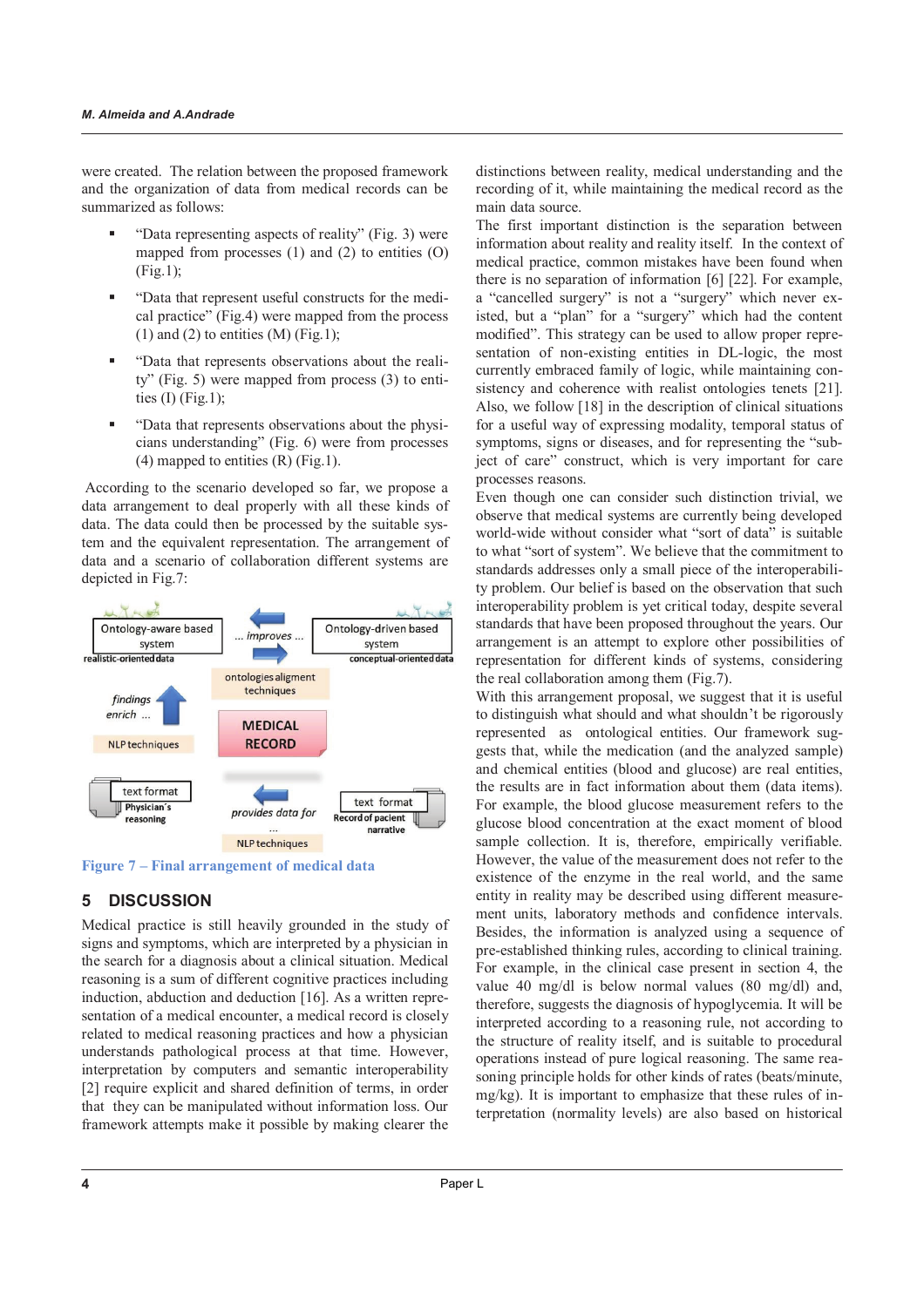were created. The relation between the proposed framework and the organization of data from medical records can be summarized as follows:

- "Data representing aspects of reality" (Fig. 3) were mapped from processes (1) and (2) to entities (O) (Fig.1);
- "Data that represent useful constructs for the medical practice" (Fig.4) were mapped from the process (1) and (2) to entities (M) (Fig.1);
- "Data that represents observations about the reality" (Fig. 5) were mapped from process (3) to entities (I) (Fig.1);
- "Data that represents observations about the physicians understanding" (Fig. 6) were from processes (4) mapped to entities (R) (Fig.1).

According to the scenario developed so far, we propose a data arrangement to deal properly with all these kinds of data. The data could then be processed by the suitable system and the equivalent representation. The arrangement of data and a scenario of collaboration different systems are depicted in Fig.7:

Figure 7 – Final arrangement of medical data

## 5 DISCUSSION

Medical practice is still heavily grounded in the study of signs and symptoms, which are interpreted by a physician in the search for a diagnosis about a clinical situation. Medical reasoning is a sum of different cognitive practices including induction, abduction and deduction [16]. As a written representation of a medical encounter, a medical record is closely related to medical reasoning practices and how a physician understands pathological process at that time. However, interpretation by computers and semantic interoperability [2] require explicit and shared definition of terms, in order that they can be manipulated without information loss. Our framework attempts make it possible by making clearer the distinctions between reality, medical understanding and the recording of it, while maintaining the medical record as the main data source.

The first important distinction is the separation between information about reality and reality itself. In the context of medical practice, common mistakes have been found when there is no separation of information [6] [22]. For example, a "cancelled surgery" is not a "surgery" which never existed, but a "plan" for a "surgery" which had the content modified". This strategy can be used to allow proper representation of non-existing entities in DL-logic, the most currently embraced family of logic, while maintaining consistency and coherence with realist ontologies tenets [21]. Also, we follow [18] in the description of clinical situations for a useful way of expressing modality, temporal status of symptoms, signs or diseases, and for representing the "subject of care" construct, which is very important for care processes reasons.

Even though one can consider such distinction trivial, we observe that medical systems are currently being developed world-wide without consider what "sort of data" is suitable to what "sort of system". We believe that the commitment to standards addresses only a small piece of the interoperability problem. Our belief is based on the observation that such interoperability problem is yet critical today, despite several standards that have been proposed throughout the years. Our arrangement is an attempt to explore other possibilities of representation for different kinds of systems, considering the real collaboration among them (Fig.7).

With this arrangement proposal, we suggest that it is useful to distinguish what should and what shouldn't be rigorously represented as ontological entities. Our framework suggests that, while the medication (and the analyzed sample) and chemical entities (blood and glucose) are real entities, the results are in fact information about them (data items). For example, the blood glucose measurement refers to the glucose blood concentration at the exact moment of blood sample collection. It is, therefore, empirically verifiable. However, the value of the measurement does not refer to the existence of the enzyme in the real world, and the same entity in reality may be described using different measurement units, laboratory methods and confidence intervals. Besides, the information is analyzed using a sequence of pre-established thinking rules, according to clinical training. For example, in the clinical case present in section 4, the value 40 mg/dl is below normal values (80 mg/dl) and, therefore, suggests the diagnosis of hypoglycemia. It will be interpreted according to a reasoning rule, not according to the structure of reality itself, and is suitable to procedural operations instead of pure logical reasoning. The same reasoning principle holds for other kinds of rates (beats/minute, mg/kg). It is important to emphasize that these rules of interpretation (normality levels) are also based on historical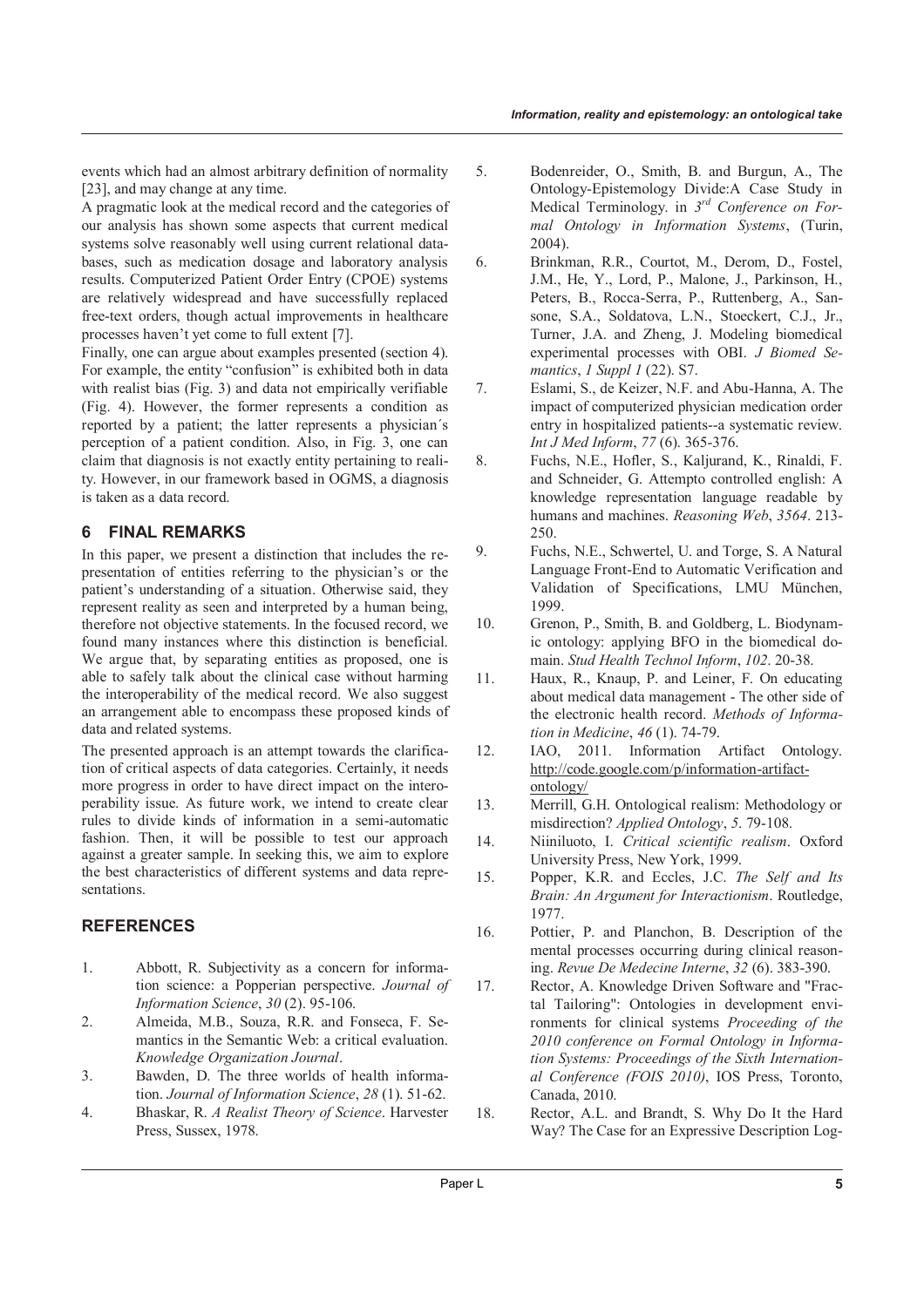events which had an almost arbitrary definition of normality [23], and may change at any time.

A pragmatic look at the medical record and the categories of our analysis has shown some aspects that current medical systems solve reasonably well using current relational databases, such as medication dosage and laboratory analysis results. Computerized Patient Order Entry (CPOE) systems are relatively widespread and have successfully replaced free-text orders, though actual improvements in healthcare processes haven't yet come to full extent [7].

Finally, one can argue about examples presented (section 4). For example, the entity "confusion" is exhibited both in data with realist bias (Fig. 3) and data not empirically verifiable (Fig. 4). However, the former represents a condition as reported by a patient; the latter represents a physician´s perception of a patient condition. Also, in Fig. 3, one can claim that diagnosis is not exactly entity pertaining to reality. However, in our framework based in OGMS, a diagnosis is taken as a data record.

## 6 FINAL REMARKS

In this paper, we present a distinction that includes the representation of entities referring to the physician's or the patient's understanding of a situation. Otherwise said, they represent reality as seen and interpreted by a human being, therefore not objective statements. In the focused record, we found many instances where this distinction is beneficial. We argue that, by separating entities as proposed, one is able to safely talk about the clinical case without harming the interoperability of the medical record. We also suggest an arrangement able to encompass these proposed kinds of data and related systems.

The presented approach is an attempt towards the clarification of critical aspects of data categories. Certainly, it needs more progress in order to have direct impact on the interoperability issue. As future work, we intend to create clear rules to divide kinds of information in a semi-automatic fashion. Then, it will be possible to test our approach against a greater sample. In seeking this, we aim to explore the best characteristics of different systems and data representations.

## REFERENCES

1. Abbott, R. Subjectivity as a concern for information science: a Popperian perspective. *Journal of Information Science*, *30* (2). 95-106.
2. Almeida, M.B., Souza, R.R. and Fonseca, F. Semantics in the Semantic Web: a critical evaluation. *Knowledge Organization Journal*.
3. Bawden, D. The three worlds of health information. *Journal of Information Science*, *28* (1). 51-62.
4. Bhaskar, R. *A Realist Theory of Science*. Harvester Press, Sussex, 1978.
5. Bodenreider, O., Smith, B. and Burgun, A., The Ontology-Epistemology Divide:A Case Study in Medical Terminology. in *3rd Conference on Formal Ontology in Information Systems*, (Turin, 2004).
6. Brinkman, R.R., Courtot, M., Derom, D., Fostel, J.M., He, Y., Lord, P., Malone, J., Parkinson, H., Peters, B., Rocca-Serra, P., Ruttenberg, A., Sansone, S.A., Soldatova, L.N., Stoeckert, C.J., Jr., Turner, J.A. and Zheng, J. Modeling biomedical experimental processes with OBI. *J Biomed Semantics*, *1 Suppl 1* (22). S7.
7. Eslami, S., de Keizer, N.F. and Abu-Hanna, A. The impact of computerized physician medication order entry in hospitalized patients--a systematic review. *Int J Med Inform*, *77* (6). 365-376.
8. Fuchs, N.E., Hofler, S., Kaljurand, K., Rinaldi, F. and Schneider, G. Attempto controlled english: A knowledge representation language readable by humans and machines. *Reasoning Web*, *3564*. 213-250.
9. Fuchs, N.E., Schwertel, U. and Torge, S. A Natural Language Front-End to Automatic Verification and Validation of Specifications, LMU München, 1999.
10. Grenon, P., Smith, B. and Goldberg, L. Biodynamic ontology: applying BFO in the biomedical domain. *Stud Health Technol Inform*, *102*. 20-38.
11. Haux, R., Knaup, P. and Leiner, F. On educating about medical data management - The other side of the electronic health record. *Methods of Information in Medicine*, *46* (1). 74-79.
12. IAO, 2011. Information Artifact Ontology. http://code.google.com/p/information-artifact-ontology/
13. Merrill, G.H. Ontological realism: Methodology or misdirection? *Applied Ontology*, *5*. 79-108.
14. Niiniluoto, I. *Critical scientific realism*. Oxford University Press, New York, 1999.
15. Popper, K.R. and Eccles, J.C. *The Self and Its Brain: An Argument for Interactionism*. Routledge, 1977.
16. Pottier, P. and Planchon, B. Description of the mental processes occurring during clinical reasoning. *Revue De Medecine Interne*, *32* (6). 383-390.
17. Rector, A. Knowledge Driven Software and "Fractal Tailoring": Ontologies in development environments for clinical systems *Proceeding of the 2010 conference on Formal Ontology in Information Systems: Proceedings of the Sixth International Conference (FOIS 2010)*, IOS Press, Toronto, Canada, 2010.
18. Rector, A.L. and Brandt, S. Why Do It the Hard Way? The Case for an Expressive Description Log-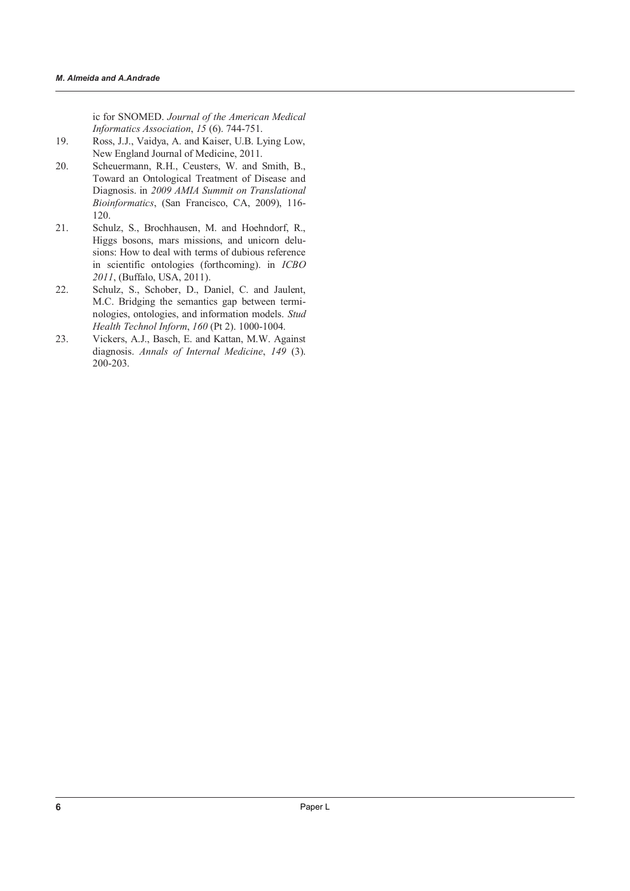ic for SNOMED. *Journal of the American Medical Informatics Association*, *15* (6). 744-751.

19. Ross, J.J., Vaidya, A. and Kaiser, U.B. Lying Low, New England Journal of Medicine, 2011.
20. Scheuermann, R.H., Ceusters, W. and Smith, B., Toward an Ontological Treatment of Disease and Diagnosis. in *2009 AMIA Summit on Translational Bioinformatics*, (San Francisco, CA, 2009), 116-120.
21. Schulz, S., Brochhausen, M. and Hoehndorf, R., Higgs bosons, mars missions, and unicorn delusions: How to deal with terms of dubious reference in scientific ontologies (forthcoming). in *ICBO 2011*, (Buffalo, USA, 2011).
22. Schulz, S., Schober, D., Daniel, C. and Jaulent, M.C. Bridging the semantics gap between terminologies, ontologies, and information models. *Stud Health Technol Inform*, *160* (Pt 2). 1000-1004.
23. Vickers, A.J., Basch, E. and Kattan, M.W. Against diagnosis. *Annals of Internal Medicine*, *149* (3). 200-203.